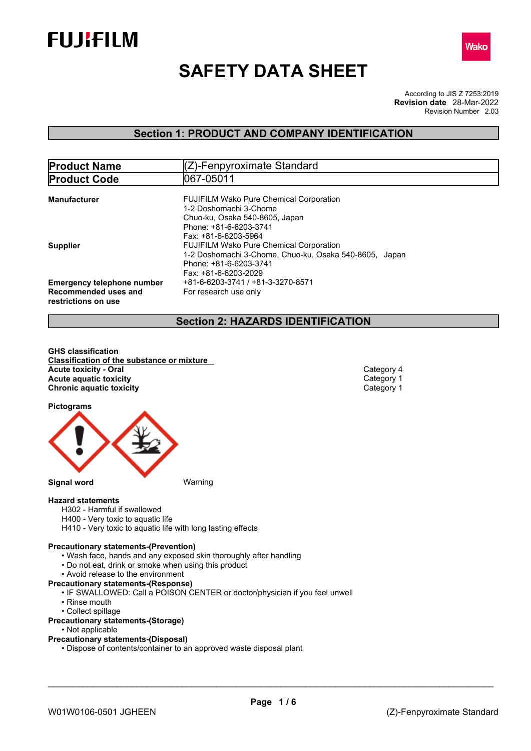FUJIFILM

Wako

# SAFETY DATA SHEET

According to JIS Z 7253:2019
**Revision date** 28-Mar-2022
Revision Number 2.03

## Section 1: PRODUCT AND COMPANY IDENTIFICATION

| **Product Name** | (Z)-Fenpyroximate Standard |
|---|---|
| **Product Code** | 067-05011 |

**Manufacturer**
FUJIFILM Wako Pure Chemical Corporation
1-2 Doshomachi 3-Chome
Chuo-ku, Osaka 540-8605, Japan
Phone: +81-6-6203-3741
Fax: +81-6-6203-5964

**Supplier**
FUJIFILM Wako Pure Chemical Corporation
1-2 Doshomachi 3-Chome, Chuo-ku, Osaka 540-8605, Japan
Phone: +81-6-6203-3741
Fax: +81-6-6203-2029

**Emergency telephone number** +81-6-6203-3741 / +81-3-3270-8571

**Recommended uses and restrictions on use** For research use only

## Section 2: HAZARDS IDENTIFICATION

**GHS classification**

**Classification of the substance or mixture**

| | |
|---|---|
| **Acute toxicity - Oral** | Category 4 |
| **Acute aquatic toxicity** | Category 1 |
| **Chronic aquatic toxicity** | Category 1 |

**Pictograms**

**Signal word** Warning

**Hazard statements**

H302 - Harmful if swallowed
H400 - Very toxic to aquatic life
H410 - Very toxic to aquatic life with long lasting effects

**Precautionary statements-(Prevention)**

- Wash face, hands and any exposed skin thoroughly after handling
- Do not eat, drink or smoke when using this product
- Avoid release to the environment

**Precautionary statements-(Response)**

- IF SWALLOWED: Call a POISON CENTER or doctor/physician if you feel unwell
- Rinse mouth
- Collect spillage

**Precautionary statements-(Storage)**

- Not applicable

**Precautionary statements-(Disposal)**

- Dispose of contents/container to an approved waste disposal plant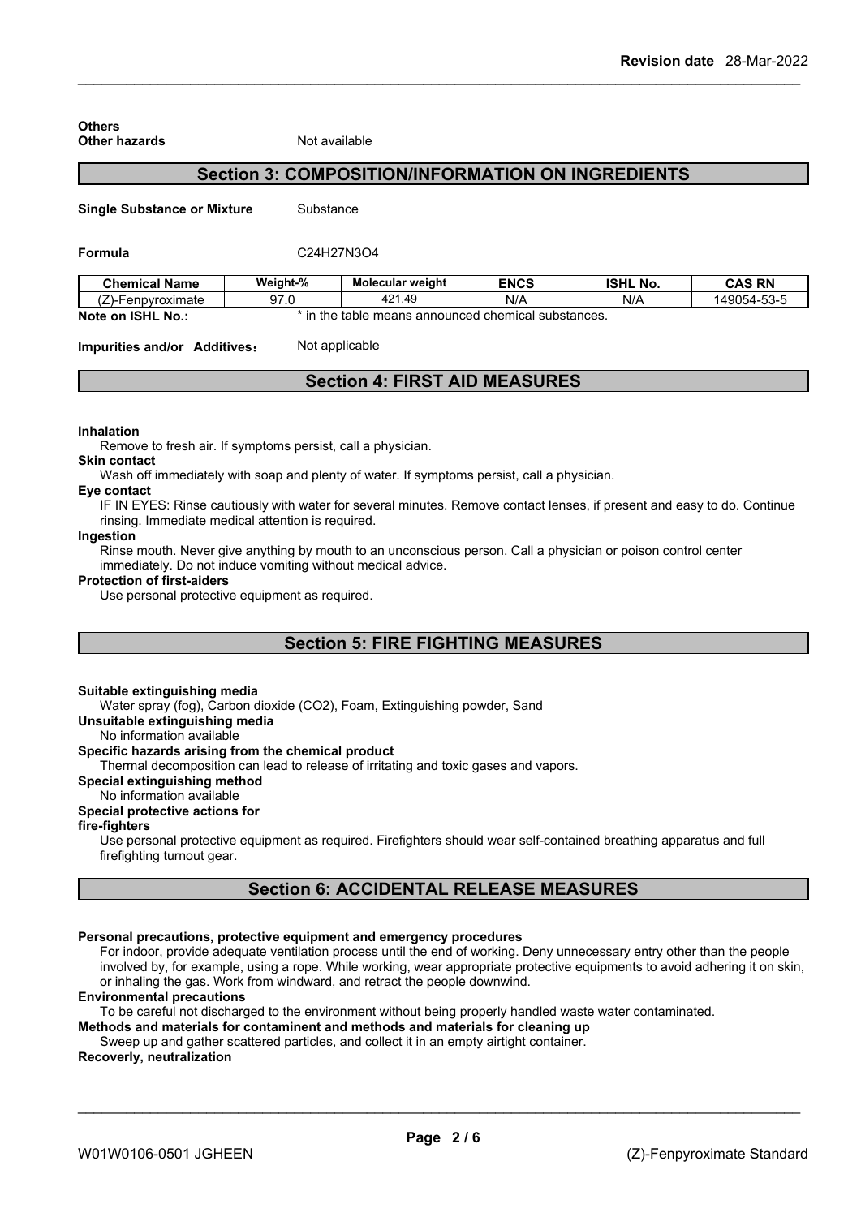**Others**

**Other hazards** Not available

## Section 3: COMPOSITION/INFORMATION ON INGREDIENTS

**Single Substance or Mixture** Substance

**Formula** $C_{24}H_{27}N_3O_4$

| Chemical Name | Weight-% | Molecular weight | ENCS | ISHL No. | CAS RN |
|---|---|---|---|---|---|
| (Z)-Fenpyroximate | 97.0 | 421.49 | N/A | N/A | 149054-53-5 |

**Note on ISHL No.:** * in the table means announced chemical substances.

**Impurities and/or Additives:** Not applicable

## Section 4: FIRST AID MEASURES

**Inhalation**

Remove to fresh air. If symptoms persist, call a physician.

**Skin contact**

Wash off immediately with soap and plenty of water. If symptoms persist, call a physician.

**Eye contact**

IF IN EYES: Rinse cautiously with water for several minutes. Remove contact lenses, if present and easy to do. Continue rinsing. Immediate medical attention is required.

**Ingestion**

Rinse mouth. Never give anything by mouth to an unconscious person. Call a physician or poison control center immediately. Do not induce vomiting without medical advice.

**Protection of first-aiders**

Use personal protective equipment as required.

## Section 5: FIRE FIGHTING MEASURES

**Suitable extinguishing media**

Water spray (fog), Carbon dioxide ($CO_2$), Foam, Extinguishing powder, Sand

**Unsuitable extinguishing media**

No information available

**Specific hazards arising from the chemical product**

Thermal decomposition can lead to release of irritating and toxic gases and vapors.

**Special extinguishing method**

No information available

**Special protective actions for fire-fighters**

Use personal protective equipment as required. Firefighters should wear self-contained breathing apparatus and full firefighting turnout gear.

## Section 6: ACCIDENTAL RELEASE MEASURES

**Personal precautions, protective equipment and emergency procedures**

For indoor, provide adequate ventilation process until the end of working. Deny unnecessary entry other than the people involved by, for example, using a rope. While working, wear appropriate protective equipments to avoid adhering it on skin, or inhaling the gas. Work from windward, and retract the people downwind.

**Environmental precautions**

To be careful not discharged to the environment without being properly handled waste water contaminated.

**Methods and materials for contaminent and methods and materials for cleaning up**

Sweep up and gather scattered particles, and collect it in an empty airtight container.

**Recoverly, neutralization**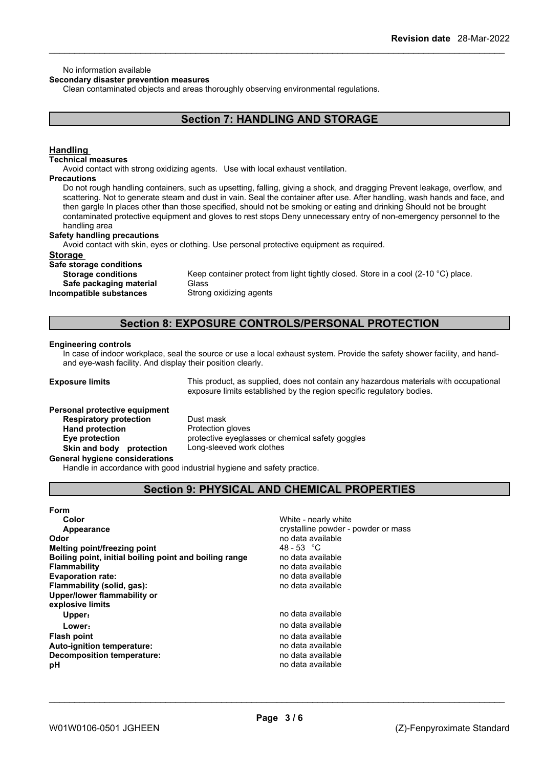No information available

**Secondary disaster prevention measures**

Clean contaminated objects and areas thoroughly observing environmental regulations.

## Section 7: HANDLING AND STORAGE

### Handling

**Technical measures**

Avoid contact with strong oxidizing agents. Use with local exhaust ventilation.

**Precautions**

Do not rough handling containers, such as upsetting, falling, giving a shock, and dragging Prevent leakage, overflow, and scattering. Not to generate steam and dust in vain. Seal the container after use. After handling, wash hands and face, and then gargle In places other than those specified, should not be smoking or eating and drinking Should not be brought contaminated protective equipment and gloves to rest stops Deny unnecessary entry of non-emergency personnel to the handling area

**Safety handling precautions**

Avoid contact with skin, eyes or clothing. Use personal protective equipment as required.

### Storage

**Safe storage conditions**

| | |
|---|---|
| **Storage conditions** | Keep container protect from light tightly closed. Store in a cool (2-10 °C) place. |
| **Safe packaging material** | Glass |
| **Incompatible substances** | Strong oxidizing agents |

## Section 8: EXPOSURE CONTROLS/PERSONAL PROTECTION

**Engineering controls**

In case of indoor workplace, seal the source or use a local exhaust system. Provide the safety shower facility, and hand- and eye-wash facility. And display their position clearly.

| | |
|---|---|
| **Exposure limits** | This product, as supplied, does not contain any hazardous materials with occupational exposure limits established by the region specific regulatory bodies. |

**Personal protective equipment**

| | |
|---|---|
| **Respiratory protection** | Dust mask |
| **Hand protection** | Protection gloves |
| **Eye protection** | protective eyeglasses or chemical safety goggles |
| **Skin and body protection** | Long-sleeved work clothes |

**General hygiene considerations**

Handle in accordance with good industrial hygiene and safety practice.

## Section 9: PHYSICAL AND CHEMICAL PROPERTIES

| | |
|---|---|
| **Form** | |
| **Color** | White - nearly white |
| **Appearance** | crystalline powder - powder or mass |
| **Odor** | no data available |
| **Melting point/freezing point** | 48 - 53 °C |
| **Boiling point, initial boiling point and boiling range** | no data available |
| **Flammability** | no data available |
| **Evaporation rate:** | no data available |
| **Flammability (solid, gas):** | no data available |
| **Upper/lower flammability or explosive limits** | |
| **Upper:** | no data available |
| **Lower:** | no data available |
| **Flash point** | no data available |
| **Auto-ignition temperature:** | no data available |
| **Decomposition temperature:** | no data available |
| **pH** | no data available |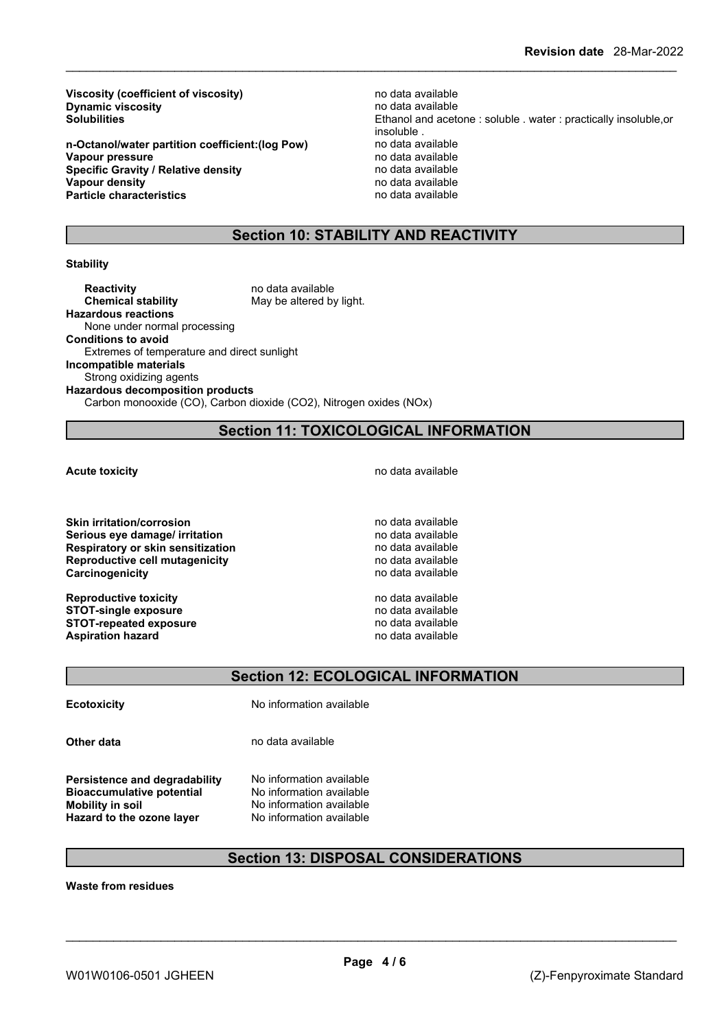| | |
|---|---|
| **Viscosity (coefficient of viscosity)** | no data available |
| **Dynamic viscosity** | no data available |
| **Solubilities** | Ethanol and acetone : soluble . water : practically insoluble,or insoluble . |
| **n-Octanol/water partition coefficient:(log Pow)** | no data available |
| **Vapour pressure** | no data available |
| **Specific Gravity / Relative density** | no data available |
| **Vapour density** | no data available |
| **Particle characteristics** | no data available |

## Section 10: STABILITY AND REACTIVITY

**Stability**

| | |
|---|---|
| **Reactivity** | no data available |
| **Chemical stability** | May be altered by light. |

**Hazardous reactions**
None under normal processing

**Conditions to avoid**
Extremes of temperature and direct sunlight

**Incompatible materials**
Strong oxidizing agents

**Hazardous decomposition products**
Carbon monooxide (CO), Carbon dioxide ($CO_2$), Nitrogen oxides (NOx)

## Section 11: TOXICOLOGICAL INFORMATION

| | |
|---|---|
| **Acute toxicity** | no data available |
| **Skin irritation/corrosion** | no data available |
| **Serious eye damage/ irritation** | no data available |
| **Respiratory or skin sensitization** | no data available |
| **Reproductive cell mutagenicity** | no data available |
| **Carcinogenicity** | no data available |
| **Reproductive toxicity** | no data available |
| **STOT-single exposure** | no data available |
| **STOT-repeated exposure** | no data available |
| **Aspiration hazard** | no data available |

## Section 12: ECOLOGICAL INFORMATION

| | |
|---|---|
| **Ecotoxicity** | No information available |
| **Other data** | no data available |
| **Persistence and degradability** | No information available |
| **Bioaccumulative potential** | No information available |
| **Mobility in soil** | No information available |
| **Hazard to the ozone layer** | No information available |

## Section 13: DISPOSAL CONSIDERATIONS

**Waste from residues**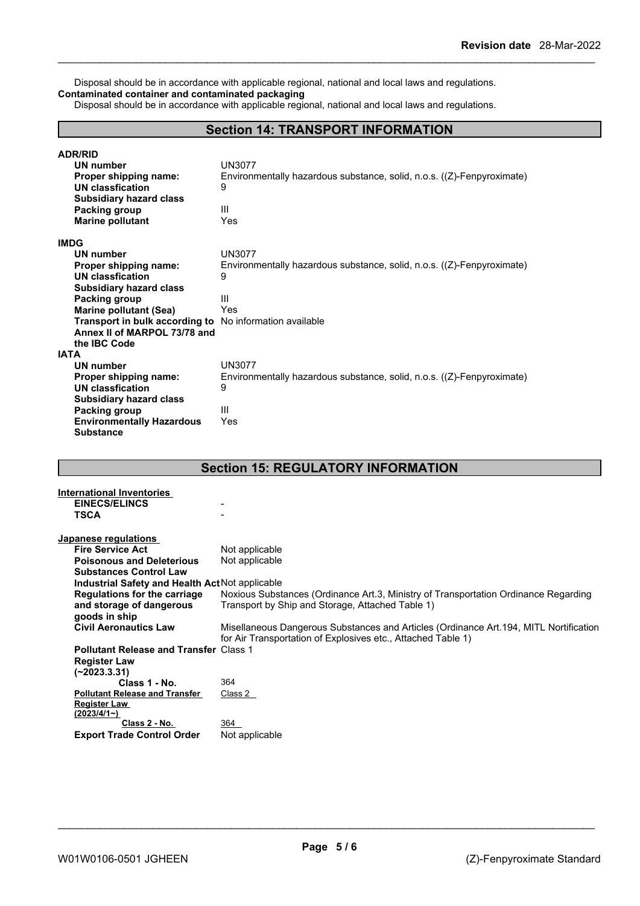Disposal should be in accordance with applicable regional, national and local laws and regulations.

**Contaminated container and contaminated packaging**

Disposal should be in accordance with applicable regional, national and local laws and regulations.

## Section 14: TRANSPORT INFORMATION

**ADR/RID**

| | |
|---|---|
| **UN number** | UN3077 |
| **Proper shipping name:** | Environmentally hazardous substance, solid, n.o.s. ((Z)-Fenpyroximate) |
| **UN classfication** | 9 |
| **Subsidiary hazard class** | |
| **Packing group** | III |
| **Marine pollutant** | Yes |

**IMDG**

| | |
|---|---|
| **UN number** | UN3077 |
| **Proper shipping name:** | Environmentally hazardous substance, solid, n.o.s. ((Z)-Fenpyroximate) |
| **UN classfication** | 9 |
| **Subsidiary hazard class** | |
| **Packing group** | III |
| **Marine pollutant (Sea)** | Yes |
| **Transport in bulk according to Annex II of MARPOL 73/78 and the IBC Code** | No information available |

**IATA**

| | |
|---|---|
| **UN number** | UN3077 |
| **Proper shipping name:** | Environmentally hazardous substance, solid, n.o.s. ((Z)-Fenpyroximate) |
| **UN classfication** | 9 |
| **Subsidiary hazard class** | |
| **Packing group** | III |
| **Environmentally Hazardous Substance** | Yes |

## Section 15: REGULATORY INFORMATION

**International Inventories**

| | |
|---|---|
| **EINECS/ELINCS** | - |
| **TSCA** | - |

**Japanese regulations**

| | |
|---|---|
| **Fire Service Act** | Not applicable |
| **Poisonous and Deleterious Substances Control Law** | Not applicable |
| **Industrial Safety and Health Act** | Not applicable |
| **Regulations for the carriage and storage of dangerous goods in ship** | Noxious Substances (Ordinance Art.3, Ministry of Transportation Ordinance Regarding Transport by Ship and Storage, Attached Table 1) |
| **Civil Aeronautics Law** | Misellaneous Dangerous Substances and Articles (Ordinance Art.194, MITL Notification for Air Transportation of Explosives etc., Attached Table 1) |
| **Pollutant Release and Transfer Register Law (~2023.3.31)** | Class 1 |
| **Class 1 - No.** | 364 |
| **Pollutant Release and Transfer Register Law (2023/4/1~)** | Class 2 |
| **Class 2 - No.** | 364 |
| **Export Trade Control Order** | Not applicable |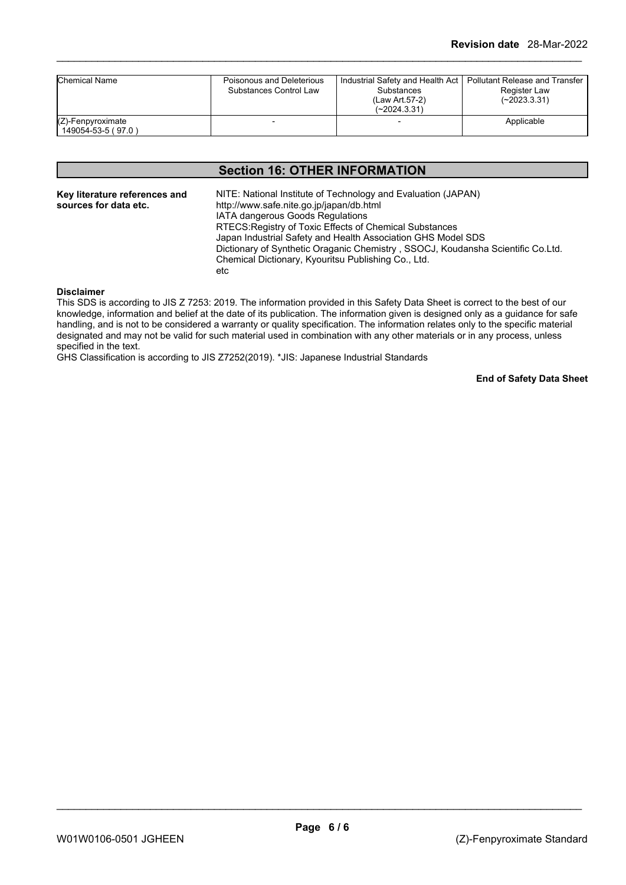| Chemical Name | Poisonous and Deleterious Substances Control Law | Industrial Safety and Health Act Substances (Law Art.57-2) (~2024.3.31) | Pollutant Release and Transfer Register Law (~2023.3.31) |
| --- | --- | --- | --- |
| (Z)-Fenpyroximate 149054-53-5 ( 97.0 ) | - | - | Applicable |

## Section 16: OTHER INFORMATION

**Key literature references and sources for data etc.**

NITE: National Institute of Technology and Evaluation (JAPAN)
http://www.safe.nite.go.jp/japan/db.html
IATA dangerous Goods Regulations
RTECS:Registry of Toxic Effects of Chemical Substances
Japan Industrial Safety and Health Association GHS Model SDS
Dictionary of Synthetic Oraganic Chemistry , SSOCJ, Koudansha Scientific Co.Ltd.
Chemical Dictionary, Kyouritsu Publishing Co., Ltd.
etc

**Disclaimer**

This SDS is according to JIS Z 7253: 2019. The information provided in this Safety Data Sheet is correct to the best of our knowledge, information and belief at the date of its publication. The information given is designed only as a guidance for safe handling, and is not to be considered a warranty or quality specification. The information relates only to the specific material designated and may not be valid for such material used in combination with any other materials or in any process, unless specified in the text.
GHS Classification is according to JIS Z7252(2019). *JIS: Japanese Industrial Standards

**End of Safety Data Sheet**